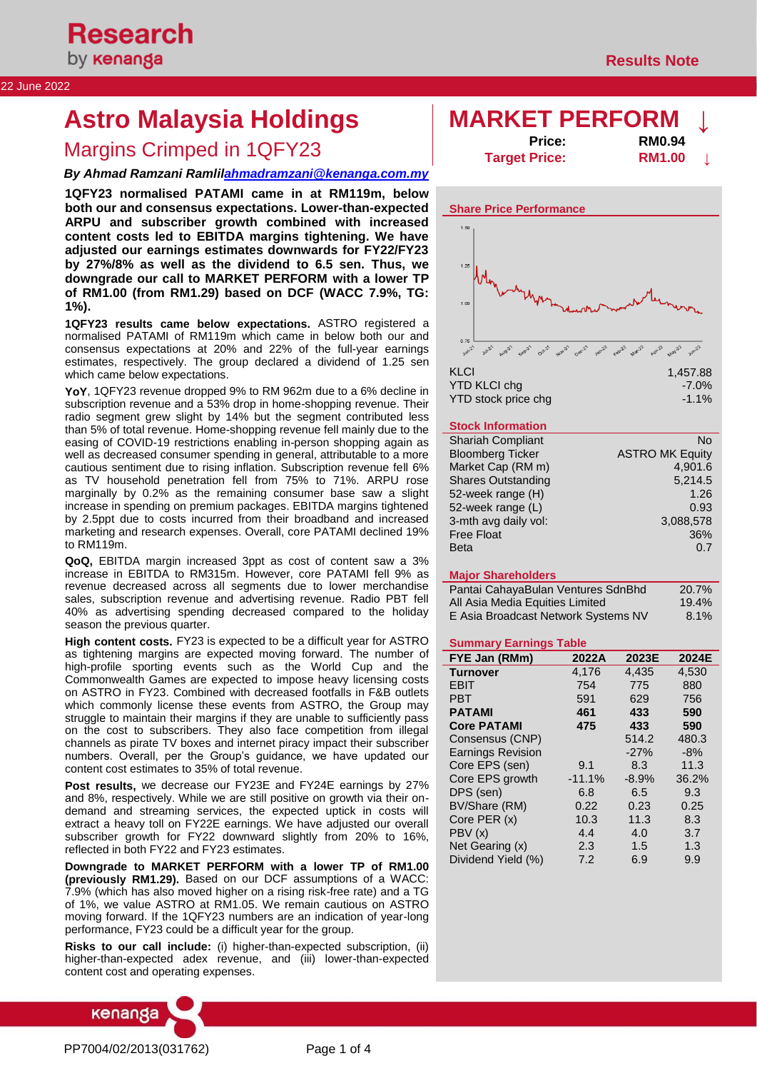Research by kenanga

Results Note

22 June 2022

# Astro Malaysia Holdings

## Margins Crimped in 1QFY23

***By Ahmad Ramzani Ramlil ahmadramzani@kenanga.com.my***

# MARKET PERFORM ↓

| | |
|---|---|
| **Price:** | **RM0.94** |
| **Target Price:** | **RM1.00 ↓** |

**1QFY23 normalised PATAMI came in at RM119m, below both our and consensus expectations. Lower-than-expected ARPU and subscriber growth combined with increased content costs led to EBITDA margins tightening. We have adjusted our earnings estimates downwards for FY22/FY23 by 27%/8% as well as the dividend to 6.5 sen. Thus, we downgrade our call to MARKET PERFORM with a lower TP of RM1.00 (from RM1.29) based on DCF (WACC 7.9%, TG: 1%).**

**1QFY23 results came below expectations.** ASTRO registered a normalised PATAMI of RM119m which came in below both our and consensus expectations at 20% and 22% of the full-year earnings estimates, respectively. The group declared a dividend of 1.25 sen which came below expectations.

**YoY**, 1QFY23 revenue dropped 9% to RM 962m due to a 6% decline in subscription revenue and a 53% drop in home-shopping revenue. Their radio segment grew slight by 14% but the segment contributed less than 5% of total revenue. Home-shopping revenue fell mainly due to the easing of COVID-19 restrictions enabling in-person shopping again as well as decreased consumer spending in general, attributable to a more cautious sentiment due to rising inflation. Subscription revenue fell 6% as TV household penetration fell from 75% to 71%. ARPU rose marginally by 0.2% as the remaining consumer base saw a slight increase in spending on premium packages. EBITDA margins tightened by 2.5ppt due to costs incurred from their broadband and increased marketing and research expenses. Overall, core PATAMI declined 19% to RM119m.

**QoQ,** EBITDA margin increased 3ppt as cost of content saw a 3% increase in EBITDA to RM315m. However, core PATAMI fell 9% as revenue decreased across all segments due to lower merchandise sales, subscription revenue and advertising revenue. Radio PBT fell 40% as advertising spending decreased compared to the holiday season the previous quarter.

**High content costs.** FY23 is expected to be a difficult year for ASTRO as tightening margins are expected moving forward. The number of high-profile sporting events such as the World Cup and the Commonwealth Games are expected to impose heavy licensing costs on ASTRO in FY23. Combined with decreased footfalls in F&B outlets which commonly license these events from ASTRO, the Group may struggle to maintain their margins if they are unable to sufficiently pass on the cost to subscribers. They also face competition from illegal channels as pirate TV boxes and internet piracy impact their subscriber numbers. Overall, per the Group's guidance, we have updated our content cost estimates to 35% of total revenue.

**Post results,** we decrease our FY23E and FY24E earnings by 27% and 8%, respectively. While we are still positive on growth via their on-demand and streaming services, the expected uptick in costs will extract a heavy toll on FY22E earnings. We have adjusted our overall subscriber growth for FY22 downward slightly from 20% to 16%, reflected in both FY22 and FY23 estimates.

**Downgrade to MARKET PERFORM with a lower TP of RM1.00 (previously RM1.29).** Based on our DCF assumptions of a WACC: 7.9% (which has also moved higher on a rising risk-free rate) and a TG of 1%, we value ASTRO at RM1.05. We remain cautious on ASTRO moving forward. If the 1QFY23 numbers are an indication of year-long performance, FY23 could be a difficult year for the group.

**Risks to our call include:** (i) higher-than-expected subscription, (ii) higher-than-expected adex revenue, and (iii) lower-than-expected content cost and operating expenses.

### Share Price Performance

| | |
|---|---|
| KLCI | 1,457.88 |
| YTD KLCI chg | -7.0% |
| YTD stock price chg | -1.1% |

### Stock Information

| | |
|---|---|
| Shariah Compliant | No |
| Bloomberg Ticker | ASTRO MK Equity |
| Market Cap (RM m) | 4,901.6 |
| Shares Outstanding | 5,214.5 |
| 52-week range (H) | 1.26 |
| 52-week range (L) | 0.93 |
| 3-mth avg daily vol: | 3,088,578 |
| Free Float | 36% |
| Beta | 0.7 |

### Major Shareholders

| | |
|---|---|
| Pantai CahayaBulan Ventures SdnBhd | 20.7% |
| All Asia Media Equities Limited | 19.4% |
| E Asia Broadcast Network Systems NV | 8.1% |

### Summary Earnings Table

| FYE Jan (RMm) | 2022A | 2023E | 2024E |
|---|---|---|---|
| **Turnover** | 4,176 | 4,435 | 4,530 |
| EBIT | 754 | 775 | 880 |
| PBT | 591 | 629 | 756 |
| **PATAMI** | **461** | **433** | **590** |
| **Core PATAMI** | **475** | **433** | **590** |
| Consensus (CNP) | | 514.2 | 480.3 |
| Earnings Revision | | -27% | -8% |
| Core EPS (sen) | 9.1 | 8.3 | 11.3 |
| Core EPS growth | -11.1% | -8.9% | 36.2% |
| DPS (sen) | 6.8 | 6.5 | 9.3 |
| BV/Share (RM) | 0.22 | 0.23 | 0.25 |
| Core PER (x) | 10.3 | 11.3 | 8.3 |
| PBV (x) | 4.4 | 4.0 | 3.7 |
| Net Gearing (x) | 2.3 | 1.5 | 1.3 |
| Dividend Yield (%) | 7.2 | 6.9 | 9.9 |

PP7004/02/2013(031762)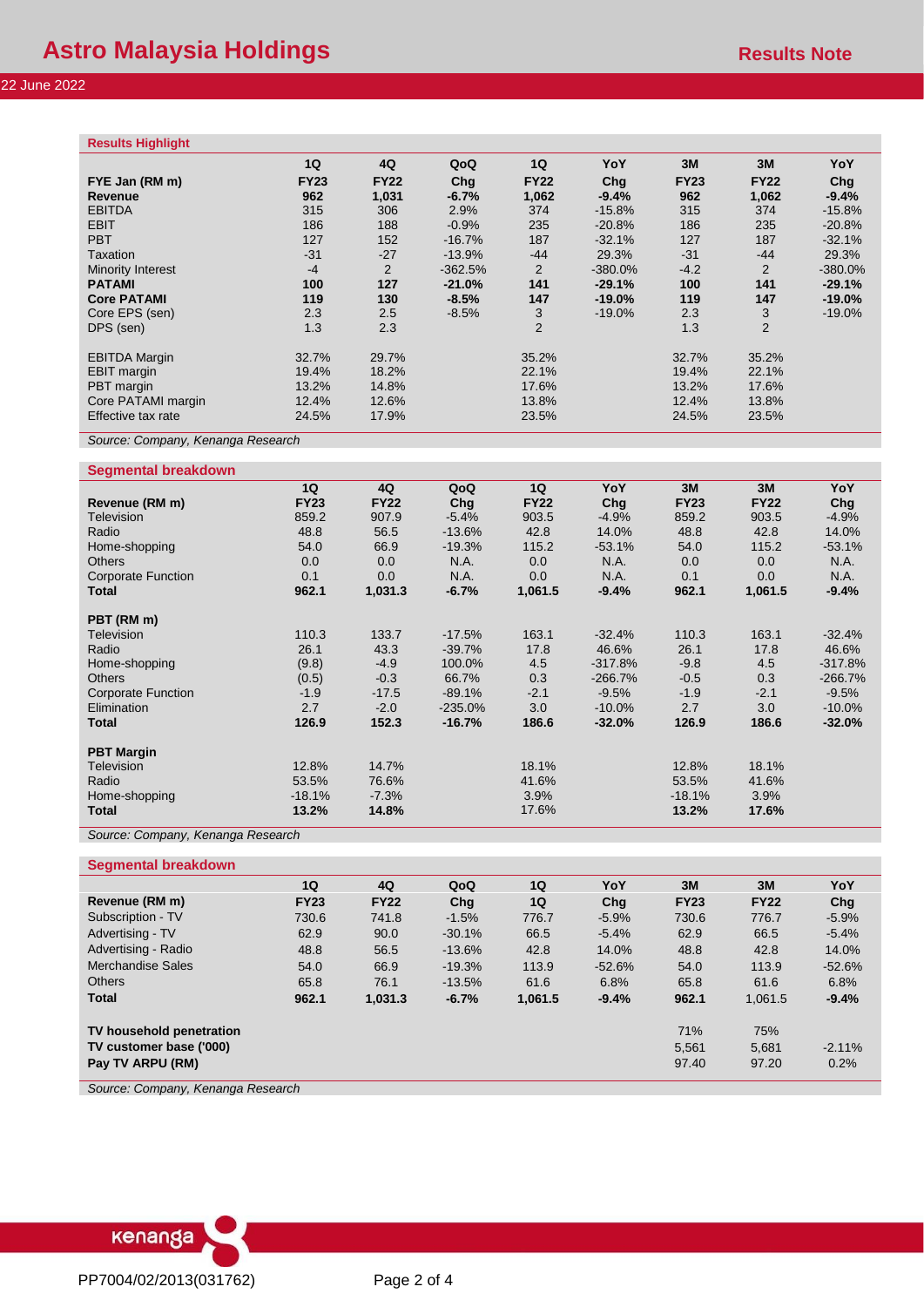# Astro Malaysia Holdings

**Results Note**

22 June 2022

### Results Highlight

| FYE Jan (RM m) | 1Q FY23 | 4Q FY22 | QoQ Chg | 1Q FY22 | YoY Chg | 3M FY23 | 3M FY22 | YoY Chg |
|---|---|---|---|---|---|---|---|---|
| **Revenue** | **962** | **1,031** | **-6.7%** | **1,062** | **-9.4%** | **962** | **1,062** | **-9.4%** |
| EBITDA | 315 | 306 | 2.9% | 374 | -15.8% | 315 | 374 | -15.8% |
| EBIT | 186 | 188 | -0.9% | 235 | -20.8% | 186 | 235 | -20.8% |
| PBT | 127 | 152 | -16.7% | 187 | -32.1% | 127 | 187 | -32.1% |
| Taxation | -31 | -27 | -13.9% | -44 | 29.3% | -31 | -44 | 29.3% |
| Minority Interest | -4 | 2 | -362.5% | 2 | -380.0% | -4.2 | 2 | -380.0% |
| **PATAMI** | **100** | **127** | **-21.0%** | **141** | **-29.1%** | **100** | **141** | **-29.1%** |
| **Core PATAMI** | **119** | **130** | **-8.5%** | **147** | **-19.0%** | **119** | **147** | **-19.0%** |
| Core EPS (sen) | 2.3 | 2.5 | -8.5% | 3 | -19.0% | 2.3 | 3 | -19.0% |
| DPS (sen) | 1.3 | 2.3 | | 2 | | 1.3 | 2 | |
| | | | | | | | | |
| EBITDA Margin | 32.7% | 29.7% | | 35.2% | | 32.7% | 35.2% | |
| EBIT margin | 19.4% | 18.2% | | 22.1% | | 19.4% | 22.1% | |
| PBT margin | 13.2% | 14.8% | | 17.6% | | 13.2% | 17.6% | |
| Core PATAMI margin | 12.4% | 12.6% | | 13.8% | | 12.4% | 13.8% | |
| Effective tax rate | 24.5% | 17.9% | | 23.5% | | 24.5% | 23.5% | |

*Source: Company, Kenanga Research*

### Segmental breakdown

| Revenue (RM m) | 1Q FY23 | 4Q FY22 | QoQ Chg | 1Q FY22 | YoY Chg | 3M FY23 | 3M FY22 | YoY Chg |
|---|---|---|---|---|---|---|---|---|
| Television | 859.2 | 907.9 | -5.4% | 903.5 | -4.9% | 859.2 | 903.5 | -4.9% |
| Radio | 48.8 | 56.5 | -13.6% | 42.8 | 14.0% | 48.8 | 42.8 | 14.0% |
| Home-shopping | 54.0 | 66.9 | -19.3% | 115.2 | -53.1% | 54.0 | 115.2 | -53.1% |
| Others | 0.0 | 0.0 | N.A. | 0.0 | N.A. | 0.0 | 0.0 | N.A. |
| Corporate Function | 0.1 | 0.0 | N.A. | 0.0 | N.A. | 0.1 | 0.0 | N.A. |
| **Total** | **962.1** | **1,031.3** | **-6.7%** | **1,061.5** | **-9.4%** | **962.1** | **1,061.5** | **-9.4%** |
| | | | | | | | | |
| **PBT (RM m)** | | | | | | | | |
| Television | 110.3 | 133.7 | -17.5% | 163.1 | -32.4% | 110.3 | 163.1 | -32.4% |
| Radio | 26.1 | 43.3 | -39.7% | 17.8 | 46.6% | 26.1 | 17.8 | 46.6% |
| Home-shopping | (9.8) | -4.9 | 100.0% | 4.5 | -317.8% | -9.8 | 4.5 | -317.8% |
| Others | (0.5) | -0.3 | 66.7% | 0.3 | -266.7% | -0.5 | 0.3 | -266.7% |
| Corporate Function | -1.9 | -17.5 | -89.1% | -2.1 | -9.5% | -1.9 | -2.1 | -9.5% |
| Elimination | 2.7 | -2.0 | -235.0% | 3.0 | -10.0% | 2.7 | 3.0 | -10.0% |
| **Total** | **126.9** | **152.3** | **-16.7%** | **186.6** | **-32.0%** | **126.9** | **186.6** | **-32.0%** |
| | | | | | | | | |
| **PBT Margin** | | | | | | | | |
| Television | 12.8% | 14.7% | | 18.1% | | 12.8% | 18.1% | |
| Radio | 53.5% | 76.6% | | 41.6% | | 53.5% | 41.6% | |
| Home-shopping | -18.1% | -7.3% | | 3.9% | | -18.1% | 3.9% | |
| **Total** | **13.2%** | **14.8%** | | 17.6% | | **13.2%** | **17.6%** | |

*Source: Company, Kenanga Research*

### Segmental breakdown

| Revenue (RM m) | 1Q FY23 | 4Q FY22 | QoQ Chg | 1Q 1Q | YoY Chg | 3M FY23 | 3M FY22 | YoY Chg |
|---|---|---|---|---|---|---|---|---|
| Subscription - TV | 730.6 | 741.8 | -1.5% | 776.7 | -5.9% | 730.6 | 776.7 | -5.9% |
| Advertising - TV | 62.9 | 90.0 | -30.1% | 66.5 | -5.4% | 62.9 | 66.5 | -5.4% |
| Advertising - Radio | 48.8 | 56.5 | -13.6% | 42.8 | 14.0% | 48.8 | 42.8 | 14.0% |
| Merchandise Sales | 54.0 | 66.9 | -19.3% | 113.9 | -52.6% | 54.0 | 113.9 | -52.6% |
| Others | 65.8 | 76.1 | -13.5% | 61.6 | 6.8% | 65.8 | 61.6 | 6.8% |
| **Total** | **962.1** | **1,031.3** | **-6.7%** | **1,061.5** | **-9.4%** | **962.1** | 1,061.5 | **-9.4%** |
| | | | | | | | | |
| **TV household penetration** | | | | | | 71% | 75% | |
| **TV customer base ('000)** | | | | | | 5,561 | 5,681 | -2.11% |
| **Pay TV ARPU (RM)** | | | | | | 97.40 | 97.20 | 0.2% |

*Source: Company, Kenanga Research*

PP7004/02/2013(031762)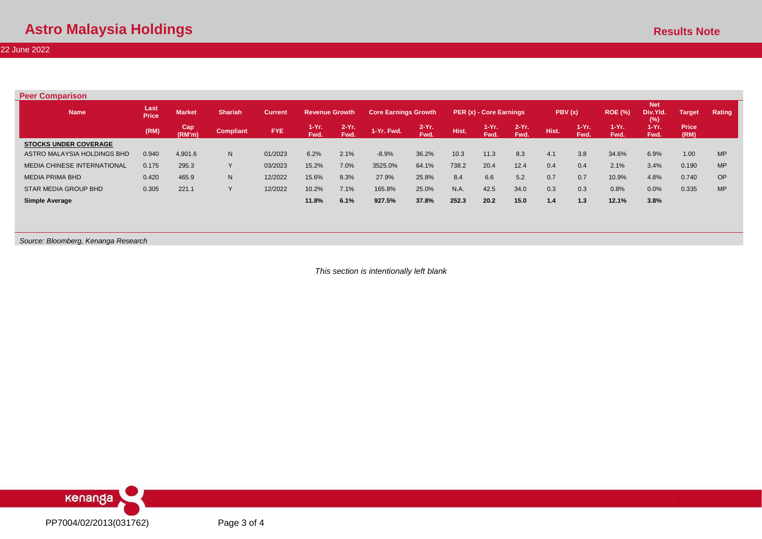## Peer Comparison

| Name | Last Price | Market | Shariah | Current | Revenue Growth | | Core Earnings Growth | | PER (x) - Core Earnings | | | PBV (x) | | ROE (%) | Net Div.Yld. (%) | Target | Rating |
|---|---|---|---|---|---|---|---|---|---|---|---|---|---|---|---|---|---|
| | (RM) | Cap (RM'm) | Compliant | FYE | 1-Yr. Fwd. | 2-Yr. Fwd. | 1-Yr. Fwd. | 2-Yr. Fwd. | Hist. | 1-Yr. Fwd. | 2-Yr. Fwd. | Hist. | 1-Yr. Fwd. | 1-Yr. Fwd. | 1-Yr. Fwd. | Price (RM) | |
| **STOCKS UNDER COVERAGE** | | | | | | | | | | | | | | | | | |
| ASTRO MALAYSIA HOLDINGS BHD | 0.940 | 4,901.6 | N | 01/2023 | 6.2% | 2.1% | -8.9% | 36.2% | 10.3 | 11.3 | 8.3 | 4.1 | 3.8 | 34.6% | 6.9% | 1.00 | MP |
| MEDIA CHINESE INTERNATIONAL | 0.175 | 295.3 | Y | 03/2023 | 15.2% | 7.0% | 3525.0% | 64.1% | 738.2 | 20.4 | 12.4 | 0.4 | 0.4 | 2.1% | 3.4% | 0.190 | MP |
| MEDIA PRIMA BHD | 0.420 | 465.9 | N | 12/2022 | 15.6% | 8.3% | 27.9% | 25.8% | 8.4 | 6.6 | 5.2 | 0.7 | 0.7 | 10.9% | 4.8% | 0.740 | OP |
| STAR MEDIA GROUP BHD | 0.305 | 221.1 | Y | 12/2022 | 10.2% | 7.1% | 165.8% | 25.0% | N.A. | 42.5 | 34.0 | 0.3 | 0.3 | 0.8% | 0.0% | 0.335 | MP |
| **Simple Average** | | | | | **11.8%** | **6.1%** | **927.5%** | **37.8%** | **252.3** | **20.2** | **15.0** | **1.4** | **1.3** | **12.1%** | **3.8%** | | |

*Source: Bloomberg, Kenanga Research*

*This section is intentionally left blank*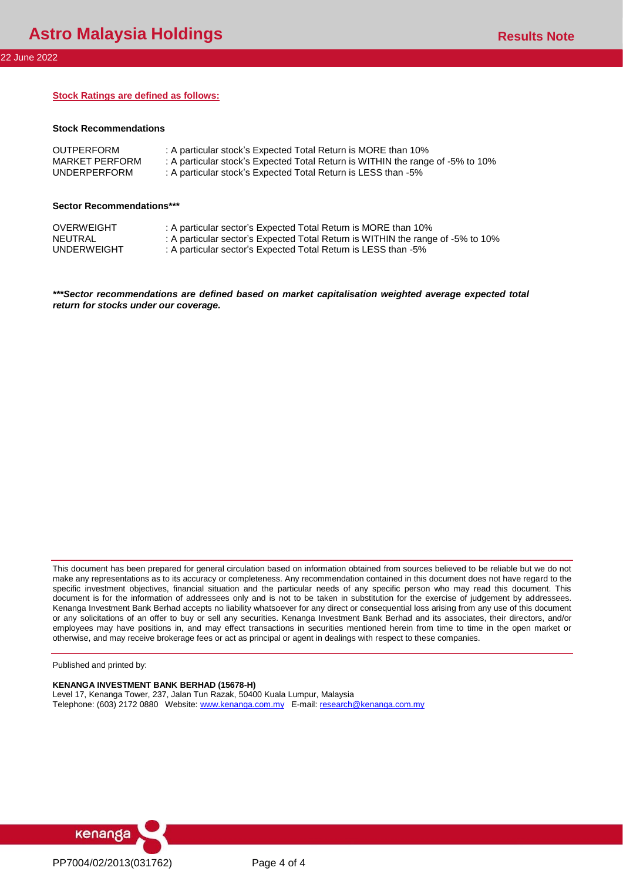**Stock Ratings are defined as follows:**

**Stock Recommendations**

| | |
|---|---|
| OUTPERFORM | : A particular stock's Expected Total Return is MORE than 10% |
| MARKET PERFORM | : A particular stock's Expected Total Return is WITHIN the range of -5% to 10% |
| UNDERPERFORM | : A particular stock's Expected Total Return is LESS than -5% |

**Sector Recommendations*****

| | |
|---|---|
| OVERWEIGHT | : A particular sector's Expected Total Return is MORE than 10% |
| NEUTRAL | : A particular sector's Expected Total Return is WITHIN the range of -5% to 10% |
| UNDERWEIGHT | : A particular sector's Expected Total Return is LESS than -5% |

***\*\*\*Sector recommendations are defined based on market capitalisation weighted average expected total return for stocks under our coverage.***

This document has been prepared for general circulation based on information obtained from sources believed to be reliable but we do not make any representations as to its accuracy or completeness. Any recommendation contained in this document does not have regard to the specific investment objectives, financial situation and the particular needs of any specific person who may read this document. This document is for the information of addressees only and is not to be taken in substitution for the exercise of judgement by addressees. Kenanga Investment Bank Berhad accepts no liability whatsoever for any direct or consequential loss arising from any use of this document or any solicitations of an offer to buy or sell any securities. Kenanga Investment Bank Berhad and its associates, their directors, and/or employees may have positions in, and may effect transactions in securities mentioned herein from time to time in the open market or otherwise, and may receive brokerage fees or act as principal or agent in dealings with respect to these companies.

Published and printed by:

**KENANGA INVESTMENT BANK BERHAD (15678-H)**
Level 17, Kenanga Tower, 237, Jalan Tun Razak, 50400 Kuala Lumpur, Malaysia
Telephone: (603) 2172 0880 Website: www.kenanga.com.my E-mail: research@kenanga.com.my

PP7004/02/2013(031762)